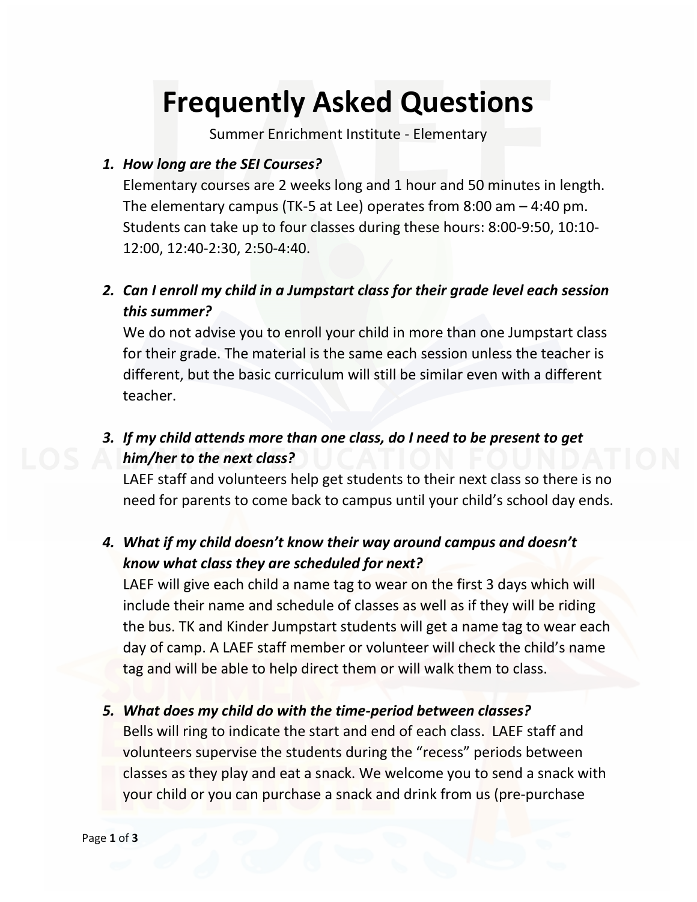# Frequently Asked Questions

Summer Enrichment Institute - Elementary

1. ***How long are the SEI Courses?***
   Elementary courses are 2 weeks long and 1 hour and 50 minutes in length. The elementary campus (TK-5 at Lee) operates from 8:00 am – 4:40 pm. Students can take up to four classes during these hours: 8:00-9:50, 10:10-12:00, 12:40-2:30, 2:50-4:40.

2. ***Can I enroll my child in a Jumpstart class for their grade level each session this summer?***
   We do not advise you to enroll your child in more than one Jumpstart class for their grade. The material is the same each session unless the teacher is different, but the basic curriculum will still be similar even with a different teacher.

3. ***If my child attends more than one class, do I need to be present to get him/her to the next class?***
   LAEF staff and volunteers help get students to their next class so there is no need for parents to come back to campus until your child's school day ends.

4. ***What if my child doesn't know their way around campus and doesn't know what class they are scheduled for next?***
   LAEF will give each child a name tag to wear on the first 3 days which will include their name and schedule of classes as well as if they will be riding the bus. TK and Kinder Jumpstart students will get a name tag to wear each day of camp. A LAEF staff member or volunteer will check the child's name tag and will be able to help direct them or will walk them to class.

5. ***What does my child do with the time-period between classes?***
   Bells will ring to indicate the start and end of each class. LAEF staff and volunteers supervise the students during the "recess" periods between classes as they play and eat a snack. We welcome you to send a snack with your child or you can purchase a snack and drink from us (pre-purchase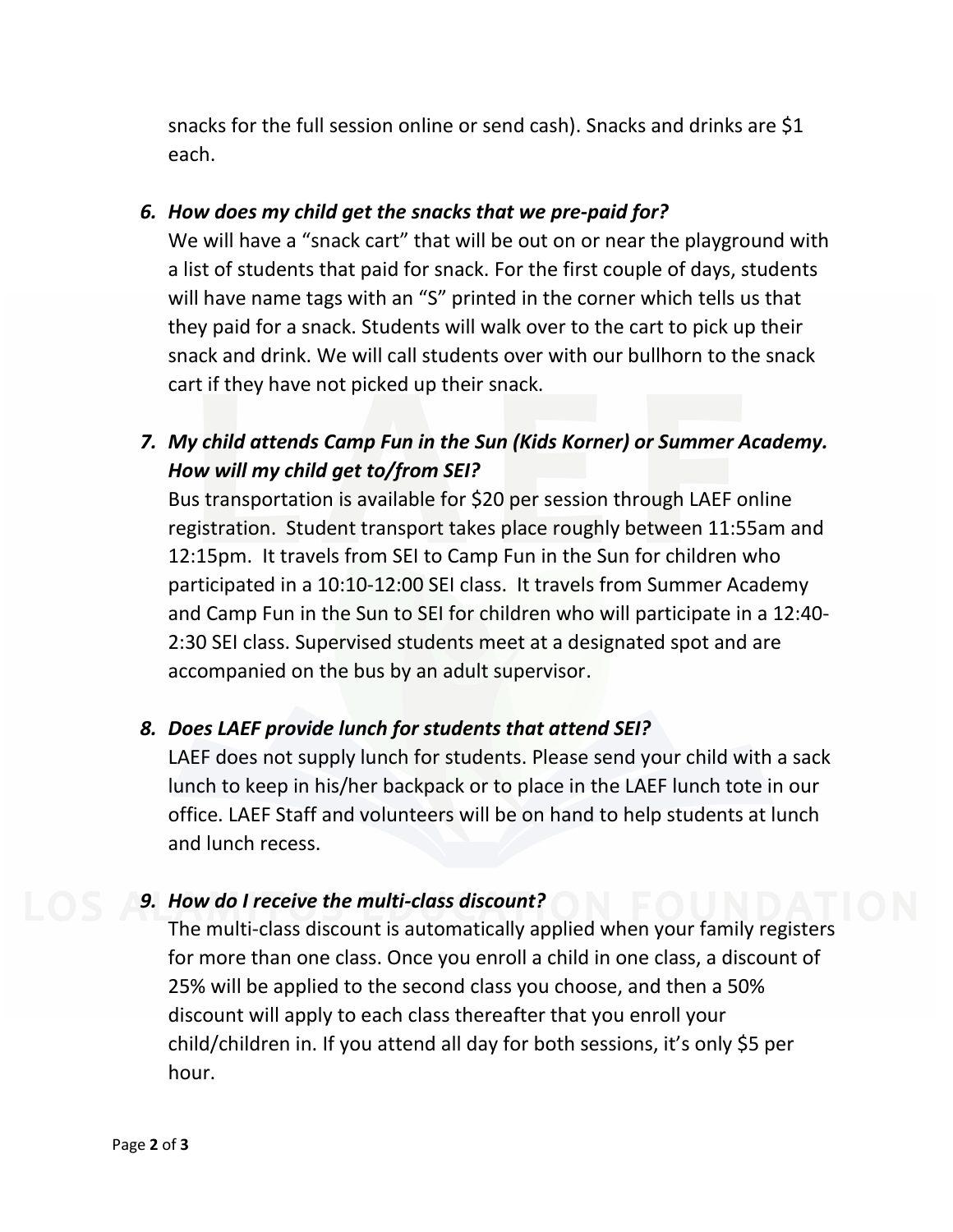snacks for the full session online or send cash). Snacks and drinks are $1 each.

6. ***How does my child get the snacks that we pre-paid for?***

   We will have a “snack cart” that will be out on or near the playground with a list of students that paid for snack. For the first couple of days, students will have name tags with an “S” printed in the corner which tells us that they paid for a snack. Students will walk over to the cart to pick up their snack and drink. We will call students over with our bullhorn to the snack cart if they have not picked up their snack.

7. ***My child attends Camp Fun in the Sun (Kids Korner) or Summer Academy. How will my child get to/from SEI?***

   Bus transportation is available for $20 per session through LAEF online registration. Student transport takes place roughly between 11:55am and 12:15pm. It travels from SEI to Camp Fun in the Sun for children who participated in a 10:10-12:00 SEI class. It travels from Summer Academy and Camp Fun in the Sun to SEI for children who will participate in a 12:40-2:30 SEI class. Supervised students meet at a designated spot and are accompanied on the bus by an adult supervisor.

8. ***Does LAEF provide lunch for students that attend SEI?***

   LAEF does not supply lunch for students. Please send your child with a sack lunch to keep in his/her backpack or to place in the LAEF lunch tote in our office. LAEF Staff and volunteers will be on hand to help students at lunch and lunch recess.

9. ***How do I receive the multi-class discount?***

   The multi-class discount is automatically applied when your family registers for more than one class. Once you enroll a child in one class, a discount of 25% will be applied to the second class you choose, and then a 50% discount will apply to each class thereafter that you enroll your child/children in. If you attend all day for both sessions, it’s only $5 per hour.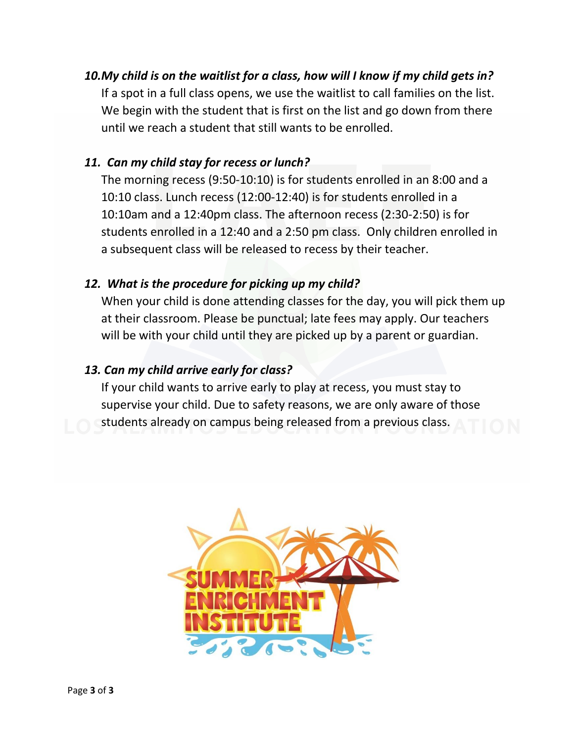*10. My child is on the waitlist for a class, how will I know if my child gets in?*

If a spot in a full class opens, we use the waitlist to call families on the list. We begin with the student that is first on the list and go down from there until we reach a student that still wants to be enrolled.

*11. Can my child stay for recess or lunch?*

The morning recess (9:50-10:10) is for students enrolled in an 8:00 and a 10:10 class. Lunch recess (12:00-12:40) is for students enrolled in a 10:10am and a 12:40pm class. The afternoon recess (2:30-2:50) is for students enrolled in a 12:40 and a 2:50 pm class. Only children enrolled in a subsequent class will be released to recess by their teacher.

*12. What is the procedure for picking up my child?*

When your child is done attending classes for the day, you will pick them up at their classroom. Please be punctual; late fees may apply. Our teachers will be with your child until they are picked up by a parent or guardian.

*13. Can my child arrive early for class?*

If your child wants to arrive early to play at recess, you must stay to supervise your child. Due to safety reasons, we are only aware of those students already on campus being released from a previous class.